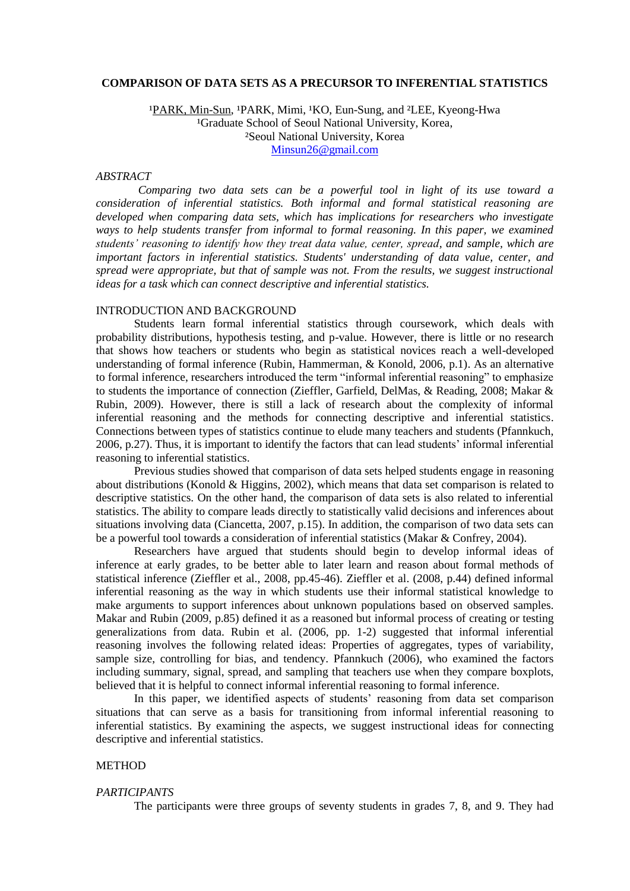# COMPARISON OF DATA SETS AS A PRECURSOR TO INFERENTIAL STATISTICS

[1]PARK, Min-Sun, [1]PARK, Mimi, [1]KO, Eun-Sung, and [2]LEE, Kyeong-Hwa
[1]Graduate School of Seoul National University, Korea,
[2]Seoul National University, Korea
Minsun26@gmail.com

*ABSTRACT*

*Comparing two data sets can be a powerful tool in light of its use toward a consideration of inferential statistics. Both informal and formal statistical reasoning are developed when comparing data sets, which has implications for researchers who investigate ways to help students transfer from informal to formal reasoning. In this paper, we examined students' reasoning to identify how they treat data value, center, spread, and sample, which are important factors in inferential statistics. Students' understanding of data value, center, and spread were appropriate, but that of sample was not. From the results, we suggest instructional ideas for a task which can connect descriptive and inferential statistics.*

## INTRODUCTION AND BACKGROUND

Students learn formal inferential statistics through coursework, which deals with probability distributions, hypothesis testing, and p-value. However, there is little or no research that shows how teachers or students who begin as statistical novices reach a well-developed understanding of formal inference (Rubin, Hammerman, & Konold, 2006, p.1). As an alternative to formal inference, researchers introduced the term "informal inferential reasoning" to emphasize to students the importance of connection (Zieffler, Garfield, DelMas, & Reading, 2008; Makar & Rubin, 2009). However, there is still a lack of research about the complexity of informal inferential reasoning and the methods for connecting descriptive and inferential statistics. Connections between types of statistics continue to elude many teachers and students (Pfannkuch, 2006, p.27). Thus, it is important to identify the factors that can lead students' informal inferential reasoning to inferential statistics.

Previous studies showed that comparison of data sets helped students engage in reasoning about distributions (Konold & Higgins, 2002), which means that data set comparison is related to descriptive statistics. On the other hand, the comparison of data sets is also related to inferential statistics. The ability to compare leads directly to statistically valid decisions and inferences about situations involving data (Ciancetta, 2007, p.15). In addition, the comparison of two data sets can be a powerful tool towards a consideration of inferential statistics (Makar & Confrey, 2004).

Researchers have argued that students should begin to develop informal ideas of inference at early grades, to be better able to later learn and reason about formal methods of statistical inference (Zieffler et al., 2008, pp.45-46). Zieffler et al. (2008, p.44) defined informal inferential reasoning as the way in which students use their informal statistical knowledge to make arguments to support inferences about unknown populations based on observed samples. Makar and Rubin (2009, p.85) defined it as a reasoned but informal process of creating or testing generalizations from data. Rubin et al. (2006, pp. 1-2) suggested that informal inferential reasoning involves the following related ideas: Properties of aggregates, types of variability, sample size, controlling for bias, and tendency. Pfannkuch (2006), who examined the factors including summary, signal, spread, and sampling that teachers use when they compare boxplots, believed that it is helpful to connect informal inferential reasoning to formal inference.

In this paper, we identified aspects of students' reasoning from data set comparison situations that can serve as a basis for transitioning from informal inferential reasoning to inferential statistics. By examining the aspects, we suggest instructional ideas for connecting descriptive and inferential statistics.

## METHOD

### *PARTICIPANTS*

The participants were three groups of seventy students in grades 7, 8, and 9. They had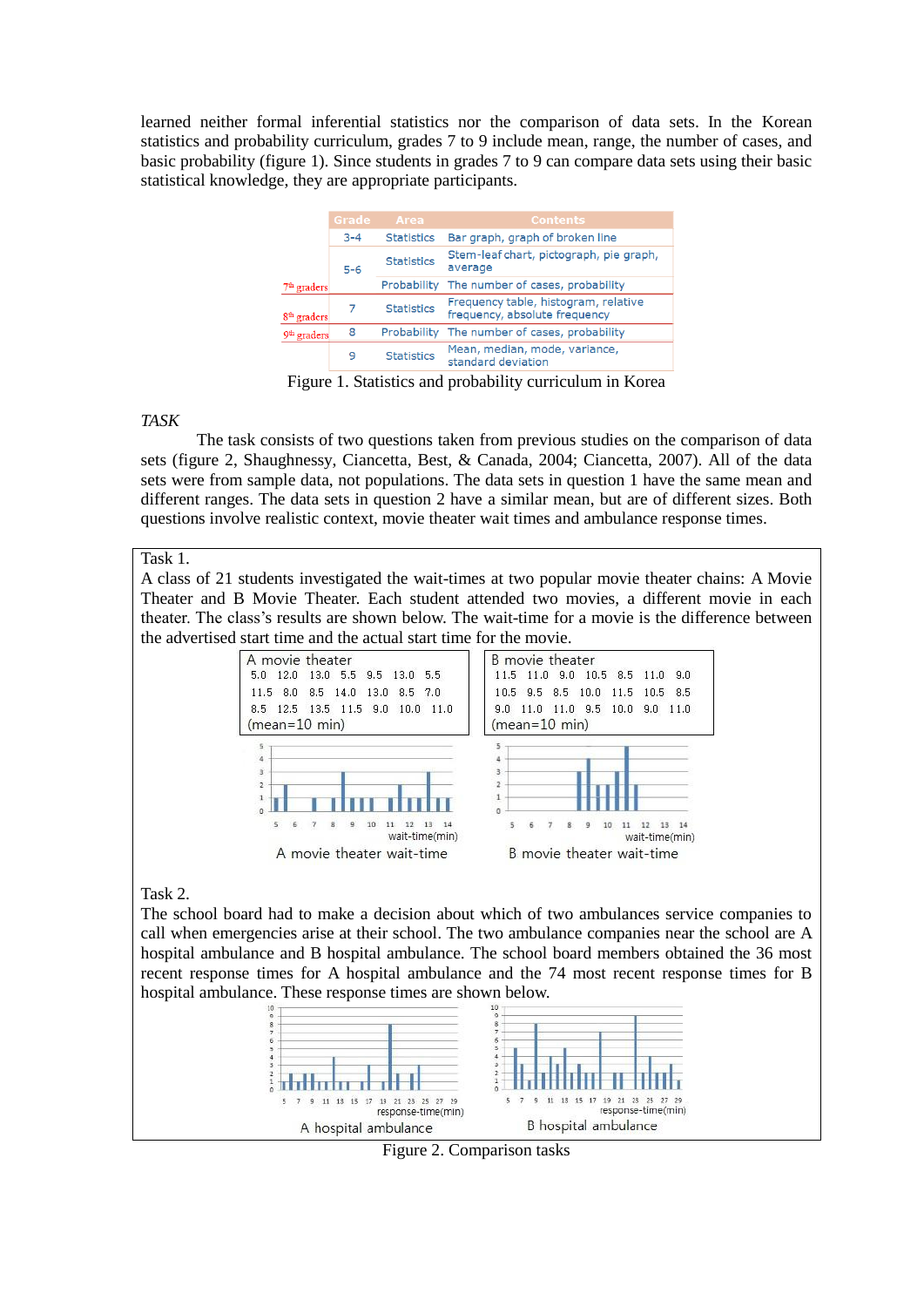learned neither formal inferential statistics nor the comparison of data sets. In the Korean statistics and probability curriculum, grades 7 to 9 include mean, range, the number of cases, and basic probability (figure 1). Since students in grades 7 to 9 can compare data sets using their basic statistical knowledge, they are appropriate participants.

| | Grade | Area | Contents |
|---|---|---|---|
| | 3-4 | Statistics | Bar graph, graph of broken line |
| | 5-6 | Statistics | Stem-leaf chart, pictograph, pie graph, average |
| 7th graders | | Probability | The number of cases, probability |
| 8th graders | 7 | Statistics | Frequency table, histogram, relative frequency, absolute frequency |
| 9th graders | 8 | Probability | The number of cases, probability |
| | 9 | Statistics | Mean, median, mode, variance, standard deviation |

Figure 1. Statistics and probability curriculum in Korea

*TASK*

The task consists of two questions taken from previous studies on the comparison of data sets (figure 2, Shaughnessy, Ciancetta, Best, & Canada, 2004; Ciancetta, 2007). All of the data sets were from sample data, not populations. The data sets in question 1 have the same mean and different ranges. The data sets in question 2 have a similar mean, but are of different sizes. Both questions involve realistic context, movie theater wait times and ambulance response times.

Task 1.

A class of 21 students investigated the wait-times at two popular movie theater chains: A Movie Theater and B Movie Theater. Each student attended two movies, a different movie in each theater. The class's results are shown below. The wait-time for a movie is the difference between the advertised start time and the actual start time for the movie.

A movie theater

| | | | | | | |
|---|---|---|---|---|---|---|
| 5.0 | 12.0 | 13.0 | 5.5 | 9.5 | 13.0 | 5.5 |
| 11.5 | 8.0 | 8.5 | 14.0 | 13.0 | 8.5 | 7.0 |
| 8.5 | 12.5 | 13.5 | 11.5 | 9.0 | 10.0 | 11.0 |

(mean=10 min)

B movie theater

| | | | | | | |
|---|---|---|---|---|---|---|
| 11.5 | 11.0 | 9.0 | 10.5 | 8.5 | 11.0 | 9.0 |
| 10.5 | 9.5 | 8.5 | 10.0 | 11.5 | 10.5 | 8.5 |
| 9.0 | 11.0 | 11.0 | 9.5 | 10.0 | 9.0 | 11.0 |

(mean=10 min)

A movie theater wait-time

B movie theater wait-time

Task 2.

The school board had to make a decision about which of two ambulances service companies to call when emergencies arise at their school. The ambulance companies near the school are A hospital ambulance and B hospital ambulance. The school board members obtained the 36 most recent response times for A hospital ambulance and the 74 most recent response times for B hospital ambulance. These response times are shown below.

A hospital ambulance

B hospital ambulance

Figure 2. Comparison tasks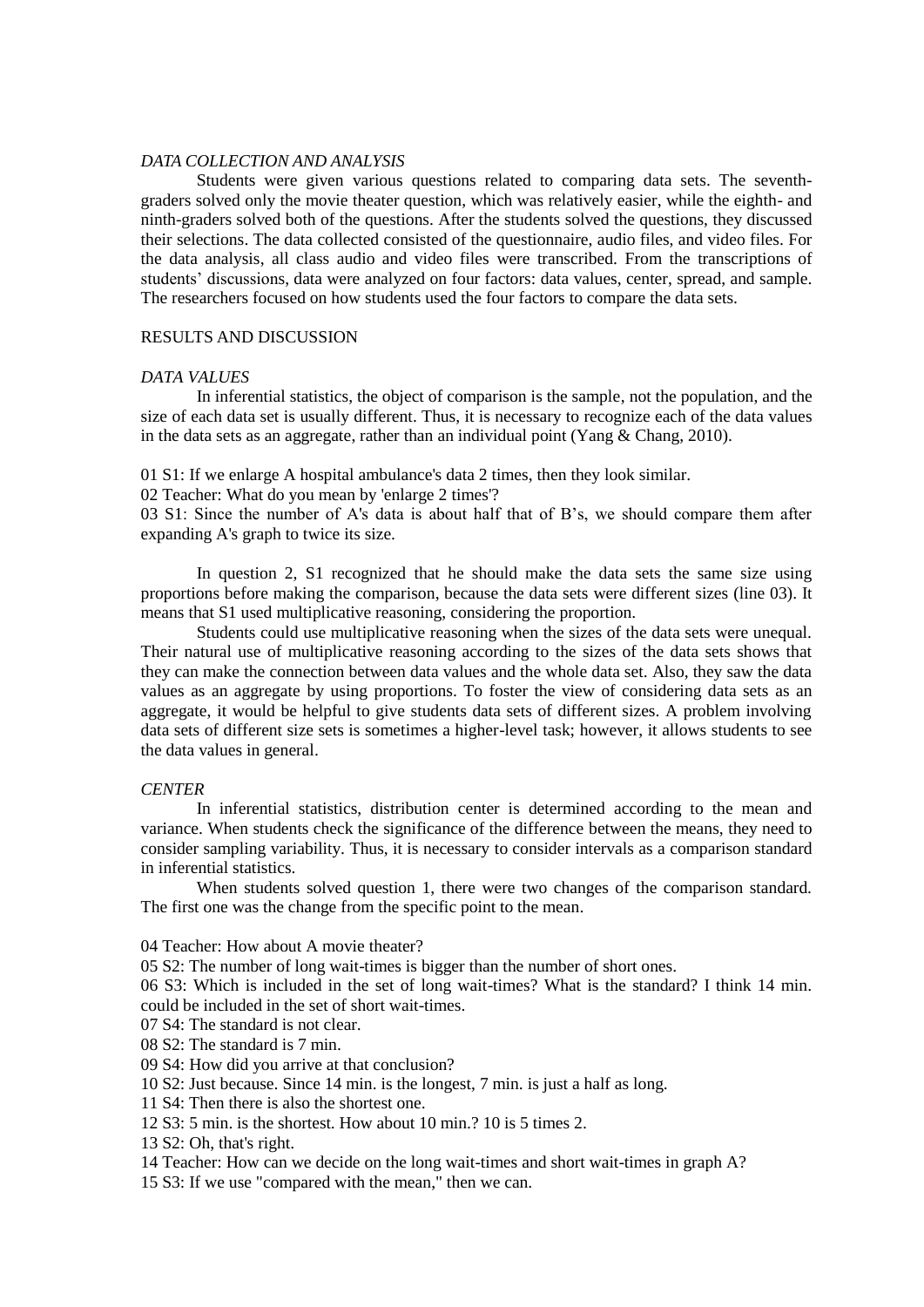### *DATA COLLECTION AND ANALYSIS*

Students were given various questions related to comparing data sets. The seventh-graders solved only the movie theater question, which was relatively easier, while the eighth- and ninth-graders solved both of the questions. After the students solved the questions, they discussed their selections. The data collected consisted of the questionnaire, audio files, and video files. For the data analysis, all class audio and video files were transcribed. From the transcriptions of students' discussions, data were analyzed on four factors: data values, center, spread, and sample. The researchers focused on how students used the four factors to compare the data sets.

## RESULTS AND DISCUSSION

### *DATA VALUES*

In inferential statistics, the object of comparison is the sample, not the population, and the size of each data set is usually different. Thus, it is necessary to recognize each of the data values in the data sets as an aggregate, rather than an individual point (Yang & Chang, 2010).

01 S1: If we enlarge A hospital ambulance's data 2 times, then they look similar.
02 Teacher: What do you mean by 'enlarge 2 times'?
03 S1: Since the number of A's data is about half that of B's, we should compare them after expanding A's graph to twice its size.

In question 2, S1 recognized that he should make the data sets the same size using proportions before making the comparison, because the data sets were different sizes (line 03). It means that S1 used multiplicative reasoning, considering the proportion.

Students could use multiplicative reasoning when the sizes of the data sets were unequal. Their natural use of multiplicative reasoning according to the sizes of the data sets shows that they can make the connection between data values and the whole data set. Also, they saw the data values as an aggregate by using proportions. To foster the view of considering data sets as an aggregate, it would be helpful to give students data sets of different sizes. A problem involving data sets of different size sets is sometimes a higher-level task; however, it allows students to see the data values in general.

### *CENTER*

In inferential statistics, distribution center is determined according to the mean and variance. When students check the significance of the difference between the means, they need to consider sampling variability. Thus, it is necessary to consider intervals as a comparison standard in inferential statistics.

When students solved question 1, there were two changes of the comparison standard. The first one was the change from the specific point to the mean.

04 Teacher: How about A movie theater?
05 S2: The number of long wait-times is bigger than the number of short ones.
06 S3: Which is included in the set of long wait-times? What is the standard? I think 14 min. could be included in the set of short wait-times.
07 S4: The standard is not clear.
08 S2: The standard is 7 min.
09 S4: How did you arrive at that conclusion?
10 S2: Just because. Since 14 min. is the longest, 7 min. is just a half as long.
11 S4: Then there is also the shortest one.
12 S3: 5 min. is the shortest. How about 10 min.? 10 is 5 times 2.
13 S2: Oh, that's right.
14 Teacher: How can we decide on the long wait-times and short wait-times in graph A?
15 S3: If we use "compared with the mean," then we can.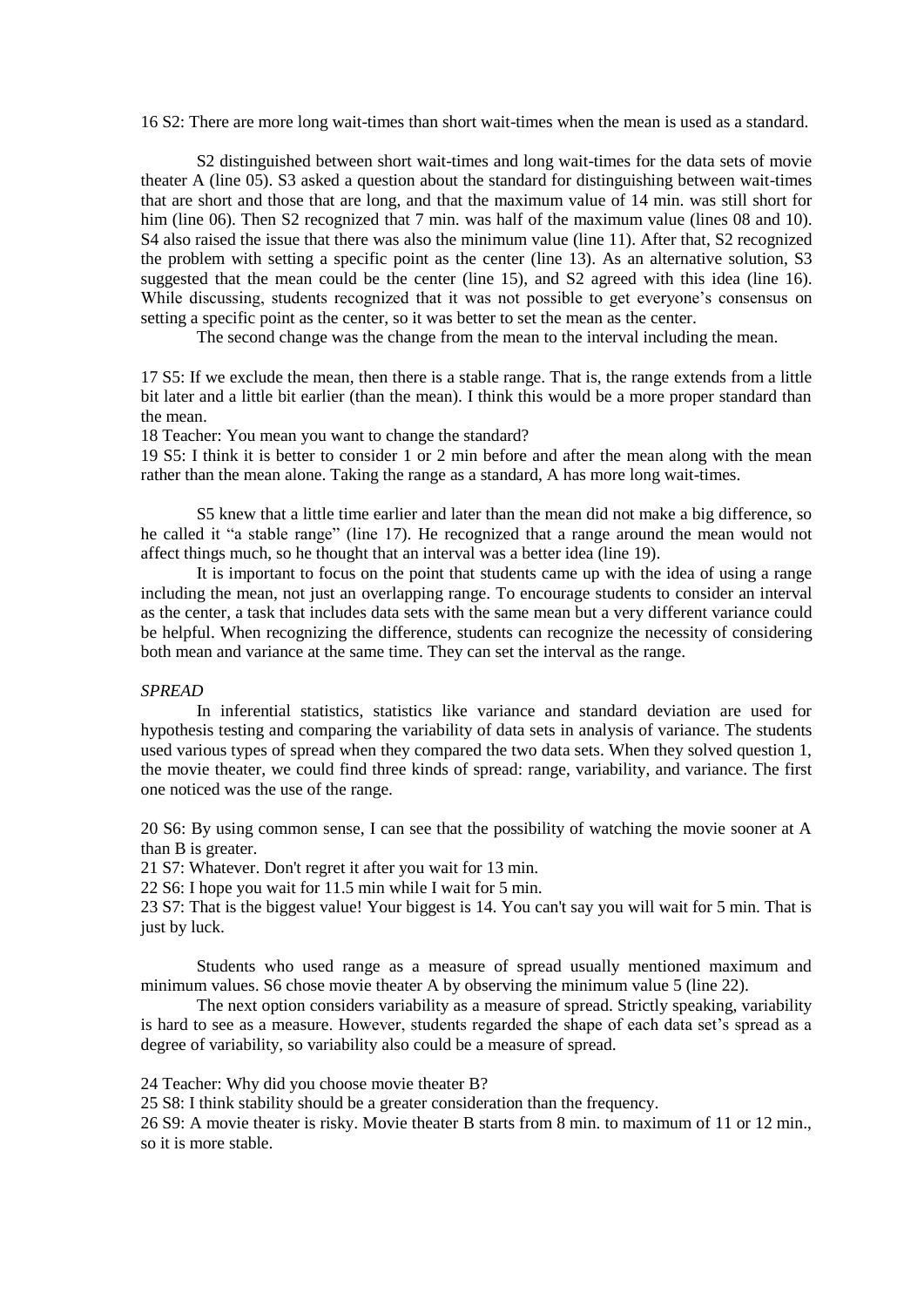16 S2: There are more long wait-times than short wait-times when the mean is used as a standard.

S2 distinguished between short wait-times and long wait-times for the data sets of movie theater A (line 05). S3 asked a question about the standard for distinguishing between wait-times that are short and those that are long, and that the maximum value of 14 min. was still short for him (line 06). Then S2 recognized that 7 min. was half of the maximum value (lines 08 and 10). S4 also raised the issue that there was also the minimum value (line 11). After that, S2 recognized the problem with setting a specific point as the center (line 13). As an alternative solution, S3 suggested that the mean could be the center (line 15), and S2 agreed with this idea (line 16). While discussing, students recognized that it was not possible to get everyone's consensus on setting a specific point as the center, so it was better to set the mean as the center.

The second change was the change from the mean to the interval including the mean.

17 S5: If we exclude the mean, then there is a stable range. That is, the range extends from a little bit later and a little bit earlier (than the mean). I think this would be a more proper standard than the mean.

18 Teacher: You mean you want to change the standard?

19 S5: I think it is better to consider 1 or 2 min before and after the mean along with the mean rather than the mean alone. Taking the range as a standard, A has more long wait-times.

S5 knew that a little time earlier and later than the mean did not make a big difference, so he called it "a stable range" (line 17). He recognized that a range around the mean would not affect things much, so he thought that an interval was a better idea (line 19).

It is important to focus on the point that students came up with the idea of using a range including the mean, not just an overlapping range. To encourage students to consider an interval as the center, a task that includes data sets with the same mean but a very different variance could be helpful. When recognizing the difference, students can recognize the necessity of considering both mean and variance at the same time. They can set the interval as the range.

*SPREAD*

In inferential statistics, statistics like variance and standard deviation are used for hypothesis testing and comparing the variability of data sets in analysis of variance. The students used various types of spread when they compared the two data sets. When they solved question 1, the movie theater, we could find three kinds of spread: range, variability, and variance. The first one noticed was the use of the range.

20 S6: By using common sense, I can see that the possibility of watching the movie sooner at A than B is greater.

21 S7: Whatever. Don't regret it after you wait for 13 min.

22 S6: I hope you wait for 11.5 min while I wait for 5 min.

23 S7: That is the biggest value! Your biggest is 14. You can't say you will wait for 5 min. That is just by luck.

Students who used range as a measure of spread usually mentioned maximum and minimum values. S6 chose movie theater A by observing the minimum value 5 (line 22).

The next option considers variability as a measure of spread. Strictly speaking, variability is hard to see as a measure. However, students regarded the shape of each data set's spread as a degree of variability, so variability also could be a measure of spread.

24 Teacher: Why did you choose movie theater B?

25 S8: I think stability should be a greater consideration than the frequency.

26 S9: A movie theater is risky. Movie theater B starts from 8 min. to maximum of 11 or 12 min., so it is more stable.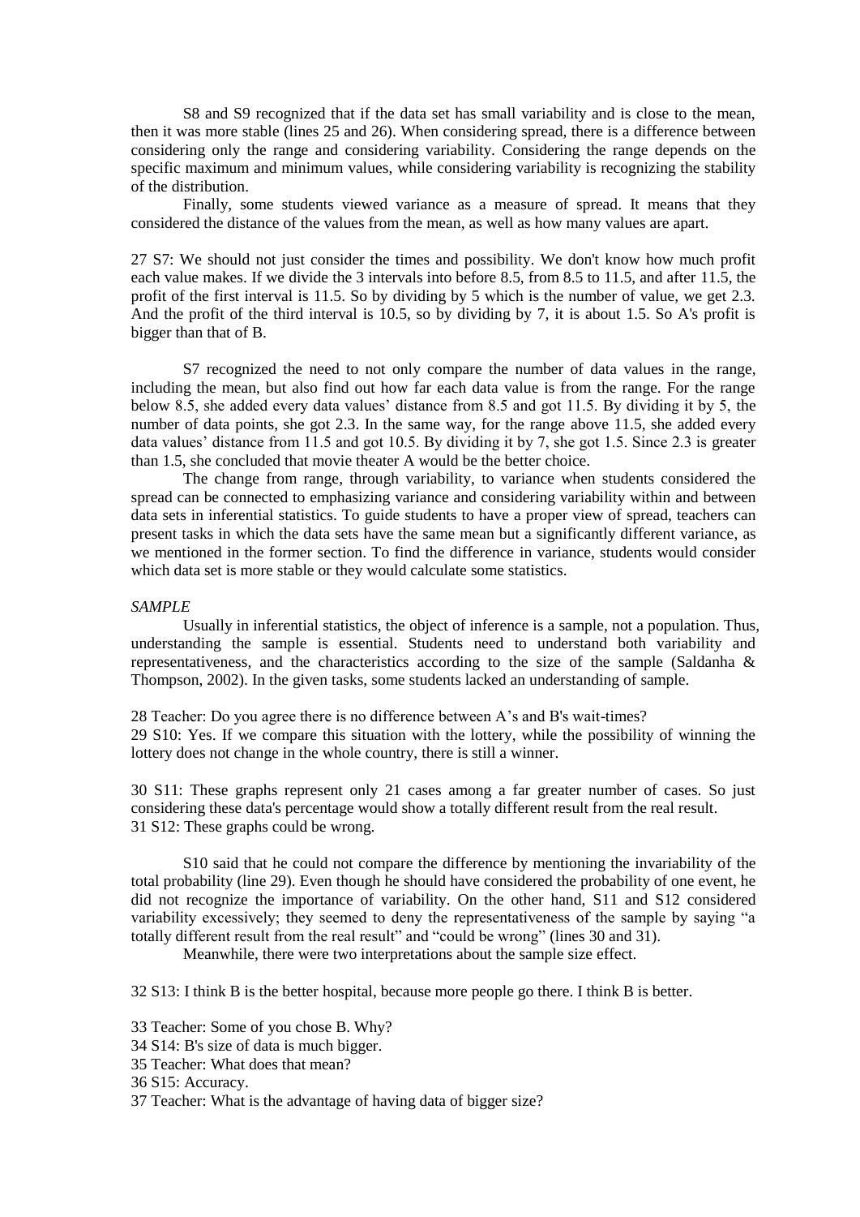S8 and S9 recognized that if the data set has small variability and is close to the mean, then it was more stable (lines 25 and 26). When considering spread, there is a difference between considering only the range and considering variability. Considering the range depends on the specific maximum and minimum values, while considering variability is recognizing the stability of the distribution.

Finally, some students viewed variance as a measure of spread. It means that they considered the distance of the values from the mean, as well as how many values are apart.

27 S7: We should not just consider the times and possibility. We don't know how much profit each value makes. If we divide the 3 intervals into before 8.5, from 8.5 to 11.5, and after 11.5, the profit of the first interval is 11.5. So by dividing by 5 which is the number of value, we get 2.3. And the profit of the third interval is 10.5, so by dividing by 7, it is about 1.5. So A's profit is bigger than that of B.

S7 recognized the need to not only compare the number of data values in the range, including the mean, but also find out how far each data value is from the range. For the range below 8.5, she added every data values' distance from 8.5 and got 11.5. By dividing it by 5, the number of data points, she got 2.3. In the same way, for the range above 11.5, she added every data values' distance from 11.5 and got 10.5. By dividing it by 7, she got 1.5. Since 2.3 is greater than 1.5, she concluded that movie theater A would be the better choice.

The change from range, through variability, to variance when students considered the spread can be connected to emphasizing variance and considering variability within and between data sets in inferential statistics. To guide students to have a proper view of spread, teachers can present tasks in which the data sets have the same mean but a significantly different variance, as we mentioned in the former section. To find the difference in variance, students would consider which data set is more stable or they would calculate some statistics.

*SAMPLE*

Usually in inferential statistics, the object of inference is a sample, not a population. Thus, understanding the sample is essential. Students need to understand both variability and representativeness, and the characteristics according to the size of the sample (Saldanha & Thompson, 2002). In the given tasks, some students lacked an understanding of sample.

28 Teacher: Do you agree there is no difference between A's and B's wait-times?
29 S10: Yes. If we compare this situation with the lottery, while the possibility of winning the lottery does not change in the whole country, there is still a winner.

30 S11: These graphs represent only 21 cases among a far greater number of cases. So just considering these data's percentage would show a totally different result from the real result.
31 S12: These graphs could be wrong.

S10 said that he could not compare the difference by mentioning the invariability of the total probability (line 29). Even though he should have considered the probability of one event, he did not recognize the importance of variability. On the other hand, S11 and S12 considered variability excessively; they seemed to deny the representativeness of the sample by saying "a totally different result from the real result" and "could be wrong" (lines 30 and 31).

Meanwhile, there were two interpretations about the sample size effect.

32 S13: I think B is the better hospital, because more people go there. I think B is better.

33 Teacher: Some of you chose B. Why?
34 S14: B's size of data is much bigger.
35 Teacher: What does that mean?
36 S15: Accuracy.
37 Teacher: What is the advantage of having data of bigger size?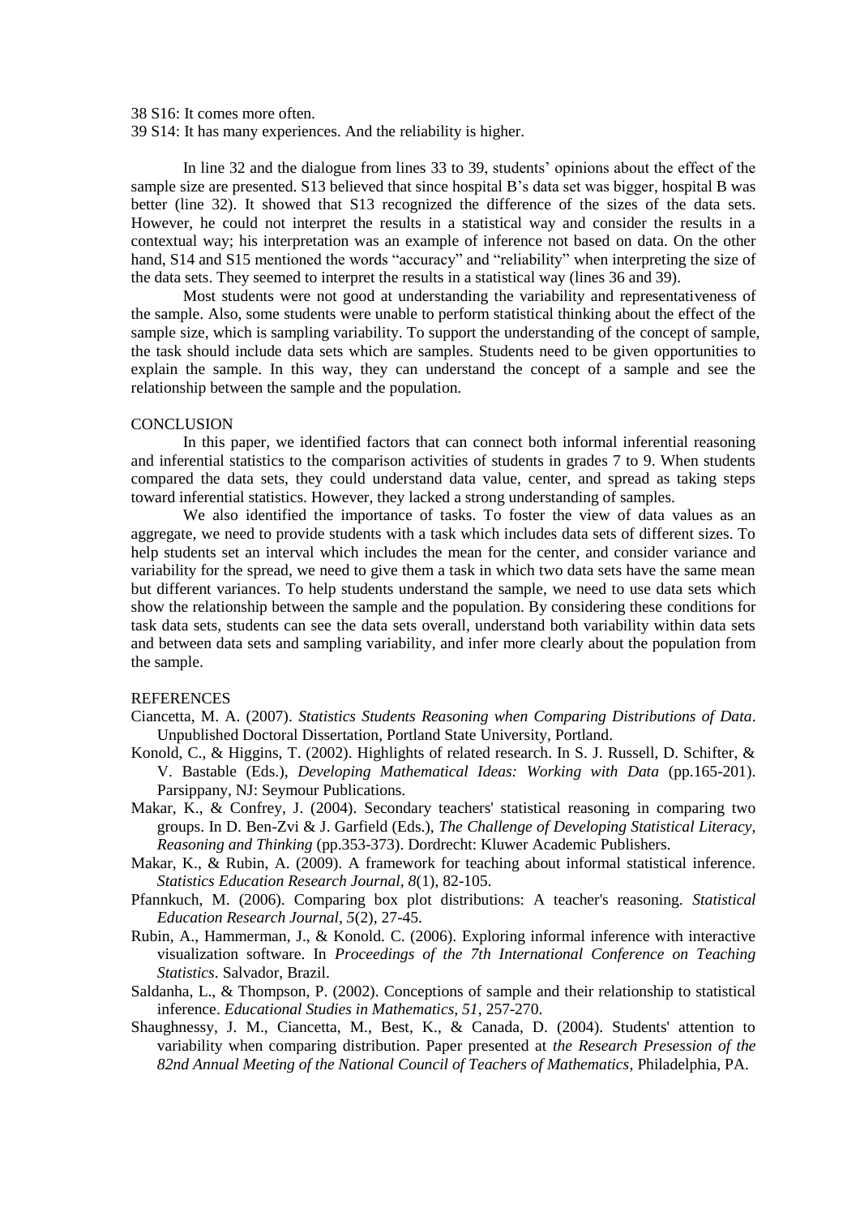38 S16: It comes more often.

39 S14: It has many experiences. And the reliability is higher.

In line 32 and the dialogue from lines 33 to 39, students' opinions about the effect of the sample size are presented. S13 believed that since hospital B's data set was bigger, hospital B was better (line 32). It showed that S13 recognized the difference of the sizes of the data sets. However, he could not interpret the results in a statistical way and consider the results in a contextual way; his interpretation was an example of inference not based on data. On the other hand, S14 and S15 mentioned the words "accuracy" and "reliability" when interpreting the size of the data sets. They seemed to interpret the results in a statistical way (lines 36 and 39).

Most students were not good at understanding the variability and representativeness of the sample. Also, some students were unable to perform statistical thinking about the effect of the sample size, which is sampling variability. To support the understanding of the concept of sample, the task should include data sets which are samples. Students need to be given opportunities to explain the sample. In this way, they can understand the concept of a sample and see the relationship between the sample and the population.

## CONCLUSION

In this paper, we identified factors that can connect both informal inferential reasoning and inferential statistics to the comparison activities of students in grades 7 to 9. When students compared the data sets, they could understand data value, center, and spread as taking steps toward inferential statistics. However, they lacked a strong understanding of samples.

We also identified the importance of tasks. To foster the view of data values as an aggregate, we need to provide students with a task which includes data sets of different sizes. To help students set an interval which includes the mean for the center, and consider variance and variability for the spread, we need to give them a task in which two data sets have the same mean but different variances. To help students understand the sample, we need to use data sets which show the relationship between the sample and the population. By considering these conditions for task data sets, students can see the data sets overall, understand both variability within data sets and between data sets and sampling variability, and infer more clearly about the population from the sample.

## REFERENCES

Ciancetta, M. A. (2007). *Statistics Students Reasoning when Comparing Distributions of Data*. Unpublished Doctoral Dissertation, Portland State University, Portland.

Konold, C., & Higgins, T. (2002). Highlights of related research. In S. J. Russell, D. Schifter, & V. Bastable (Eds.), *Developing Mathematical Ideas: Working with Data* (pp.165-201). Parsippany, NJ: Seymour Publications.

Makar, K., & Confrey, J. (2004). Secondary teachers' statistical reasoning in comparing two groups. In D. Ben-Zvi & J. Garfield (Eds.), *The Challenge of Developing Statistical Literacy, Reasoning and Thinking* (pp.353-373). Dordrecht: Kluwer Academic Publishers.

Makar, K., & Rubin, A. (2009). A framework for teaching about informal statistical inference. *Statistics Education Research Journal, 8*(1), 82-105.

Pfannkuch, M. (2006). Comparing box plot distributions: A teacher's reasoning. *Statistical Education Research Journal, 5*(2), 27-45.

Rubin, A., Hammerman, J., & Konold. C. (2006). Exploring informal inference with interactive visualization software. In *Proceedings of the 7th International Conference on Teaching Statistics*. Salvador, Brazil.

Saldanha, L., & Thompson, P. (2002). Conceptions of sample and their relationship to statistical inference. *Educational Studies in Mathematics, 51*, 257-270.

Shaughnessy, J. M., Ciancetta, M., Best, K., & Canada, D. (2004). Students' attention to variability when comparing distribution. Paper presented at *the Research Presession of the 82nd Annual Meeting of the National Council of Teachers of Mathematics*, Philadelphia, PA.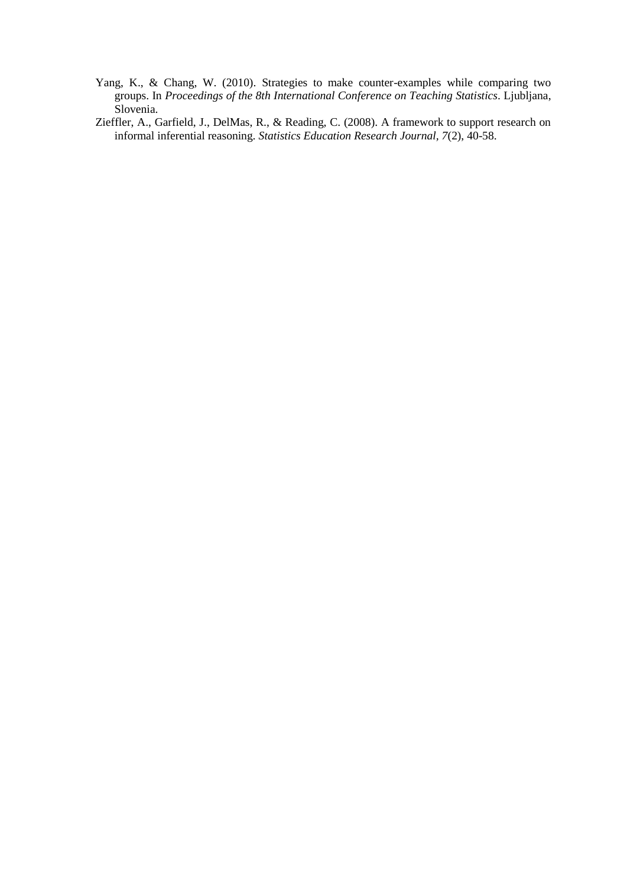Yang, K., & Chang, W. (2010). Strategies to make counter-examples while comparing two groups. In *Proceedings of the 8th International Conference on Teaching Statistics*. Ljubljana, Slovenia.

Zieffler, A., Garfield, J., DelMas, R., & Reading, C. (2008). A framework to support research on informal inferential reasoning. *Statistics Education Research Journal*, *7*(2), 40-58.